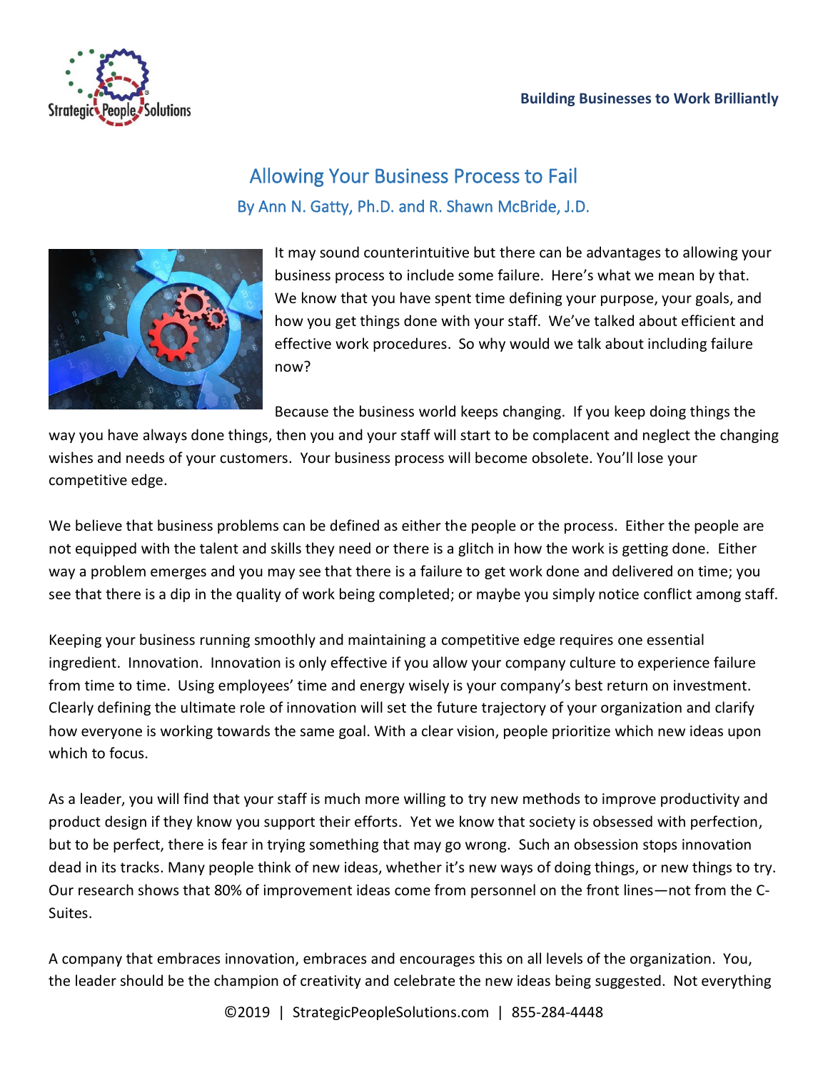# Allowing Your Business Process to Fail

By Ann N. Gatty, Ph.D. and R. Shawn McBride, J.D.

It may sound counterintuitive but there can be advantages to allowing your business process to include some failure. Here's what we mean by that. We know that you have spent time defining your purpose, your goals, and how you get things done with your staff. We've talked about efficient and effective work procedures. So why would we talk about including failure now?

Because the business world keeps changing. If you keep doing things the way you have always done things, then you and your staff will start to be complacent and neglect the changing wishes and needs of your customers. Your business process will become obsolete. You'll lose your competitive edge.

We believe that business problems can be defined as either the people or the process. Either the people are not equipped with the talent and skills they need or there is a glitch in how the work is getting done. Either way a problem emerges and you may see that there is a failure to get work done and delivered on time; you see that there is a dip in the quality of work being completed; or maybe you simply notice conflict among staff.

Keeping your business running smoothly and maintaining a competitive edge requires one essential ingredient. Innovation. Innovation is only effective if you allow your company culture to experience failure from time to time. Using employees' time and energy wisely is your company's best return on investment. Clearly defining the ultimate role of innovation will set the future trajectory of your organization and clarify how everyone is working towards the same goal. With a clear vision, people prioritize which new ideas upon which to focus.

As a leader, you will find that your staff is much more willing to try new methods to improve productivity and product design if they know you support their efforts. Yet we know that society is obsessed with perfection, but to be perfect, there is fear in trying something that may go wrong. Such an obsession stops innovation dead in its tracks. Many people think of new ideas, whether it's new ways of doing things, or new things to try. Our research shows that 80% of improvement ideas come from personnel on the front lines—not from the C-Suites.

A company that embraces innovation, embraces and encourages this on all levels of the organization. You, the leader should be the champion of creativity and celebrate the new ideas being suggested. Not everything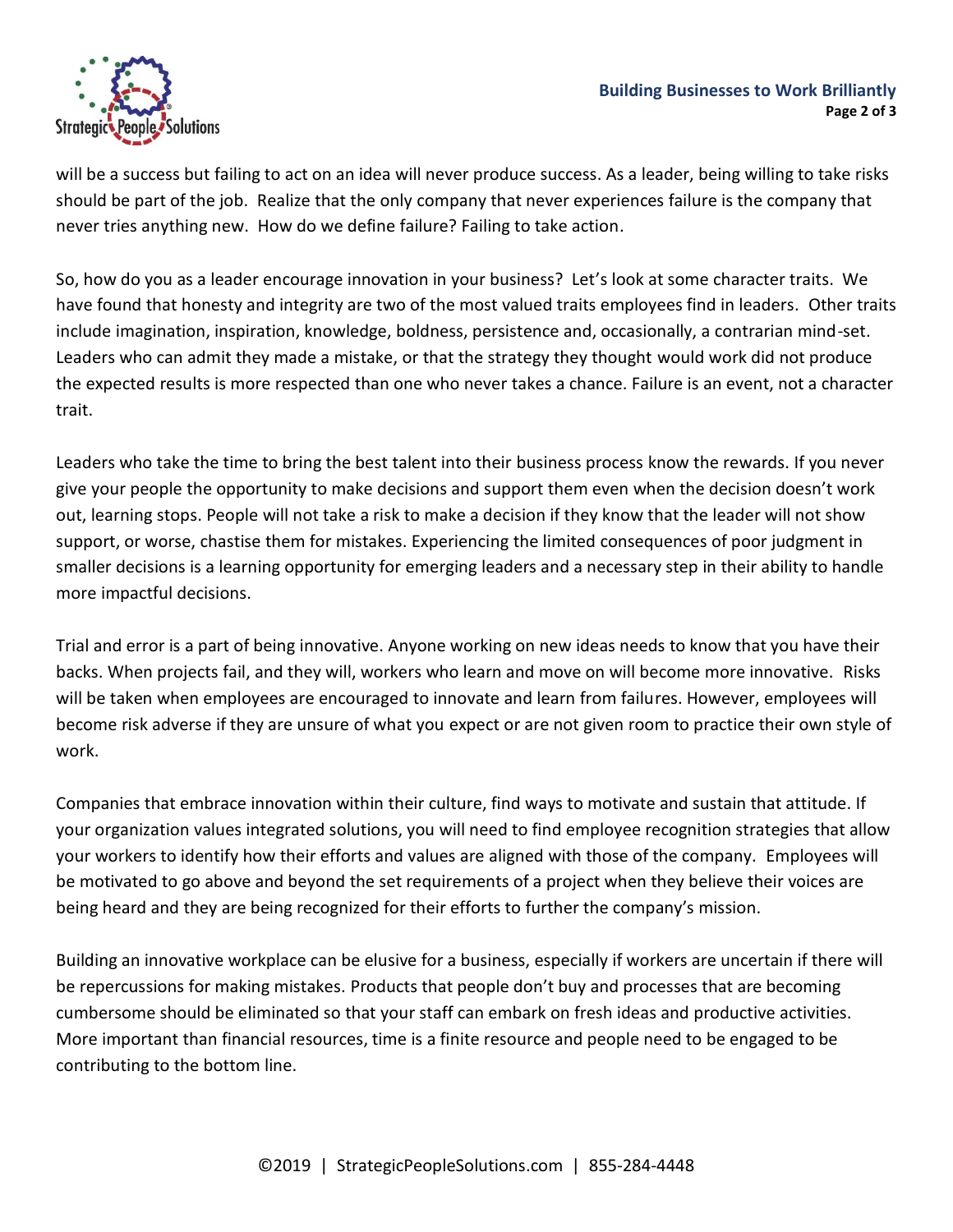will be a success but failing to act on an idea will never produce success. As a leader, being willing to take risks should be part of the job. Realize that the only company that never experiences failure is the company that never tries anything new. How do we define failure? Failing to take action.

So, how do you as a leader encourage innovation in your business? Let's look at some character traits. We have found that honesty and integrity are two of the most valued traits employees find in leaders. Other traits include imagination, inspiration, knowledge, boldness, persistence and, occasionally, a contrarian mind-set. Leaders who can admit they made a mistake, or that the strategy they thought would work did not produce the expected results is more respected than one who never takes a chance. Failure is an event, not a character trait.

Leaders who take the time to bring the best talent into their business process know the rewards. If you never give your people the opportunity to make decisions and support them even when the decision doesn't work out, learning stops. People will not take a risk to make a decision if they know that the leader will not show support, or worse, chastise them for mistakes. Experiencing the limited consequences of poor judgment in smaller decisions is a learning opportunity for emerging leaders and a necessary step in their ability to handle more impactful decisions.

Trial and error is a part of being innovative. Anyone working on new ideas needs to know that you have their backs. When projects fail, and they will, workers who learn and move on will become more innovative. Risks will be taken when employees are encouraged to innovate and learn from failures. However, employees will become risk adverse if they are unsure of what you expect or are not given room to practice their own style of work.

Companies that embrace innovation within their culture, find ways to motivate and sustain that attitude. If your organization values integrated solutions, you will need to find employee recognition strategies that allow your workers to identify how their efforts and values are aligned with those of the company. Employees will be motivated to go above and beyond the set requirements of a project when they believe their voices are being heard and they are being recognized for their efforts to further the company's mission.

Building an innovative workplace can be elusive for a business, especially if workers are uncertain if there will be repercussions for making mistakes. Products that people don't buy and processes that are becoming cumbersome should be eliminated so that your staff can embark on fresh ideas and productive activities. More important than financial resources, time is a finite resource and people need to be engaged to be contributing to the bottom line.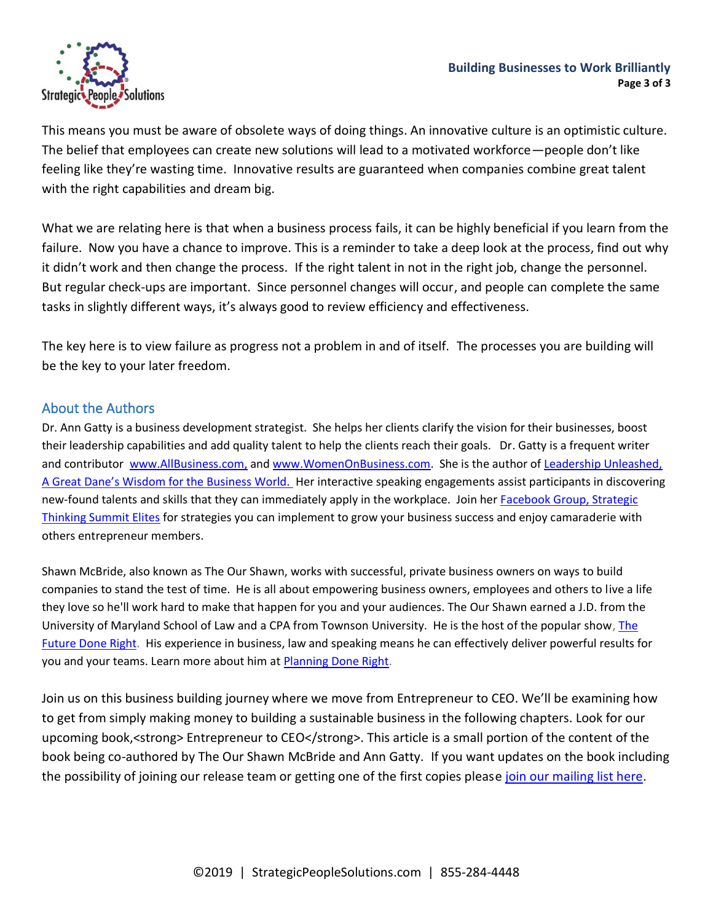This means you must be aware of obsolete ways of doing things. An innovative culture is an optimistic culture. The belief that employees can create new solutions will lead to a motivated workforce—people don't like feeling like they're wasting time. Innovative results are guaranteed when companies combine great talent with the right capabilities and dream big.

What we are relating here is that when a business process fails, it can be highly beneficial if you learn from the failure. Now you have a chance to improve. This is a reminder to take a deep look at the process, find out why it didn't work and then change the process. If the right talent in not in the right job, change the personnel. But regular check-ups are important. Since personnel changes will occur, and people can complete the same tasks in slightly different ways, it's always good to review efficiency and effectiveness.

The key here is to view failure as progress not a problem in and of itself. The processes you are building will be the key to your later freedom.

## About the Authors

Dr. Ann Gatty is a business development strategist. She helps her clients clarify the vision for their businesses, boost their leadership capabilities and add quality talent to help the clients reach their goals. Dr. Gatty is a frequent writer and contributor www.AllBusiness.com, and www.WomenOnBusiness.com. She is the author of Leadership Unleashed, A Great Dane's Wisdom for the Business World. Her interactive speaking engagements assist participants in discovering new-found talents and skills that they can immediately apply in the workplace. Join her Facebook Group, Strategic Thinking Summit Elites for strategies you can implement to grow your business success and enjoy camaraderie with others entrepreneur members.

Shawn McBride, also known as The Our Shawn, works with successful, private business owners on ways to build companies to stand the test of time. He is all about empowering business owners, employees and others to live a life they love so he'll work hard to make that happen for you and your audiences. The Our Shawn earned a J.D. from the University of Maryland School of Law and a CPA from Townson University. He is the host of the popular show, The Future Done Right. His experience in business, law and speaking means he can effectively deliver powerful results for you and your teams. Learn more about him at Planning Done Right.

Join us on this business building journey where we move from Entrepreneur to CEO. We'll be examining how to get from simply making money to building a sustainable business in the following chapters. Look for our upcoming book,<strong> Entrepreneur to CEO</strong>. This article is a small portion of the content of the book being co-authored by The Our Shawn McBride and Ann Gatty. If you want updates on the book including the possibility of joining our release team or getting one of the first copies please join our mailing list here.

©2019 | StrategicPeopleSolutions.com | 855-284-4448